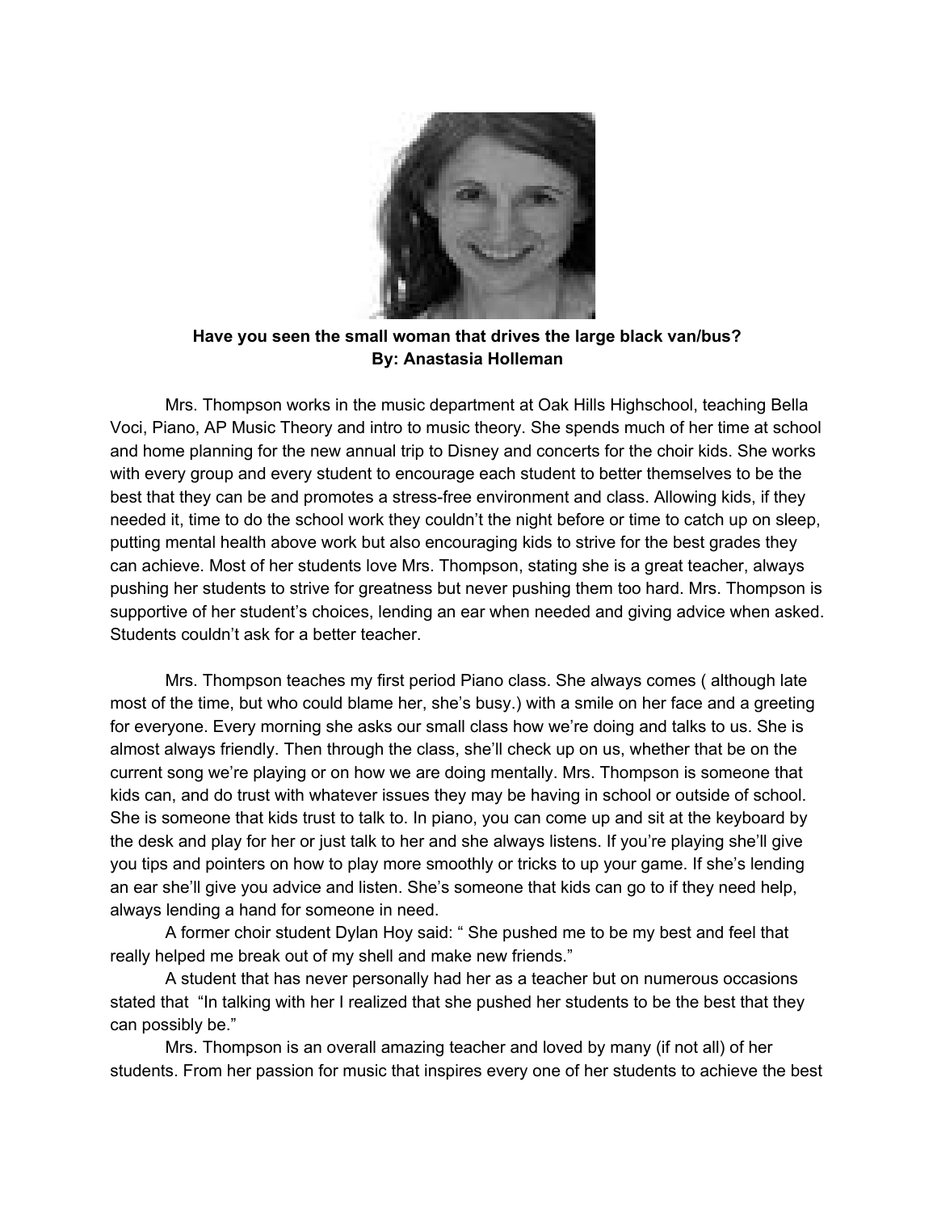**Have you seen the small woman that drives the large black van/bus?**
**By: Anastasia Holleman**

Mrs. Thompson works in the music department at Oak Hills Highschool, teaching Bella Voci, Piano, AP Music Theory and intro to music theory. She spends much of her time at school and home planning for the new annual trip to Disney and concerts for the choir kids. She works with every group and every student to encourage each student to better themselves to be the best that they can be and promotes a stress-free environment and class. Allowing kids, if they needed it, time to do the school work they couldn't the night before or time to catch up on sleep, putting mental health above work but also encouraging kids to strive for the best grades they can achieve. Most of her students love Mrs. Thompson, stating she is a great teacher, always pushing her students to strive for greatness but never pushing them too hard. Mrs. Thompson is supportive of her student's choices, lending an ear when needed and giving advice when asked. Students couldn't ask for a better teacher.

Mrs. Thompson teaches my first period Piano class. She always comes ( although late most of the time, but who could blame her, she's busy.) with a smile on her face and a greeting for everyone. Every morning she asks our small class how we're doing and talks to us. She is almost always friendly. Then through the class, she'll check up on us, whether that be on the current song we're playing or on how we are doing mentally. Mrs. Thompson is someone that kids can, and do trust with whatever issues they may be having in school or outside of school. She is someone that kids trust to talk to. In piano, you can come up and sit at the keyboard by the desk and play for her or just talk to her and she always listens. If you're playing she'll give you tips and pointers on how to play more smoothly or tricks to up your game. If she's lending an ear she'll give you advice and listen. She's someone that kids can go to if they need help, always lending a hand for someone in need.

A former choir student Dylan Hoy said: " She pushed me to be my best and feel that really helped me break out of my shell and make new friends."

A student that has never personally had her as a teacher but on numerous occasions stated that "In talking with her I realized that she pushed her students to be the best that they can possibly be."

Mrs. Thompson is an overall amazing teacher and loved by many (if not all) of her students. From her passion for music that inspires every one of her students to achieve the best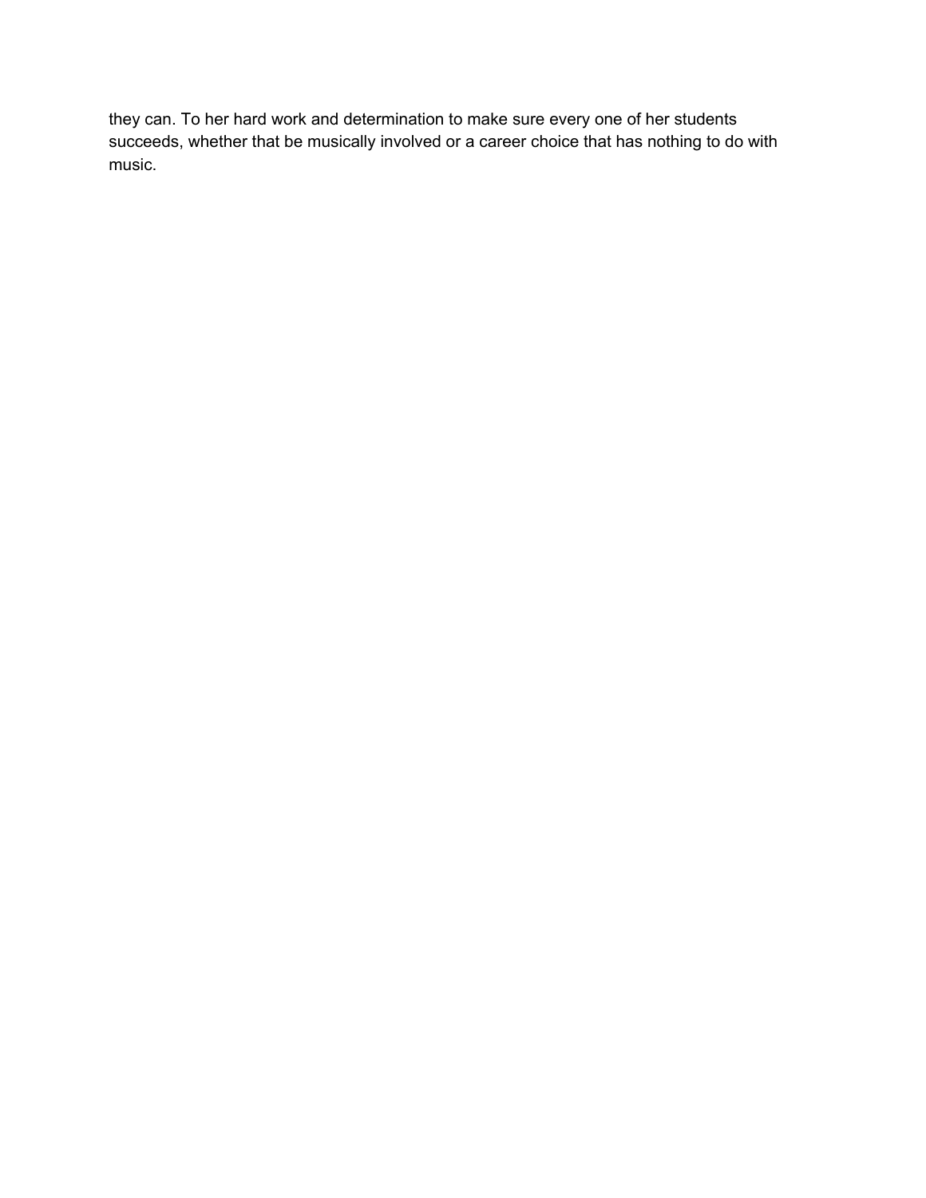they can. To her hard work and determination to make sure every one of her students succeeds, whether that be musically involved or a career choice that has nothing to do with music.